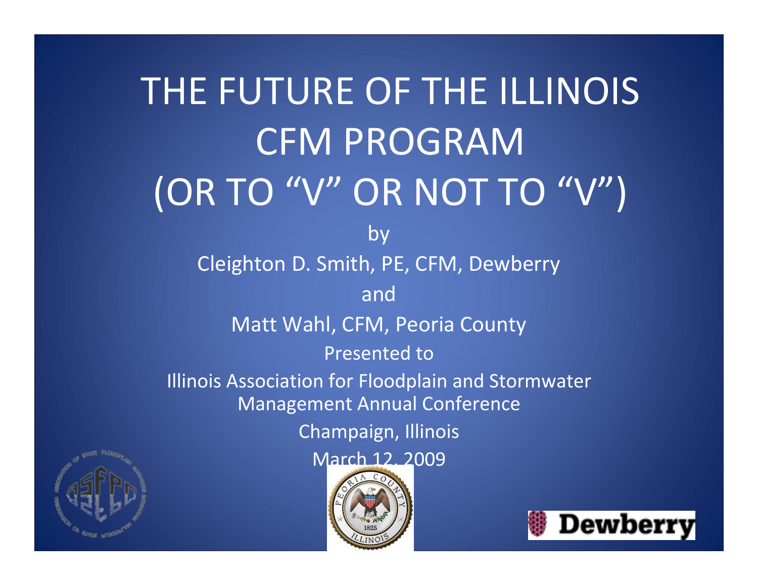# THE FUTURE OF THE ILLINOIS CFM PROGRAM (OR TO "V" OR NOT TO "V")

by

Cleighton D. Smith, PE, CFM, Dewberry

and

Matt Wahl, CFM, Peoria County

Presented to

Illinois Association for Floodplain and Stormwater Management Annual Conference

Champaign, Illinois

March 12, 2009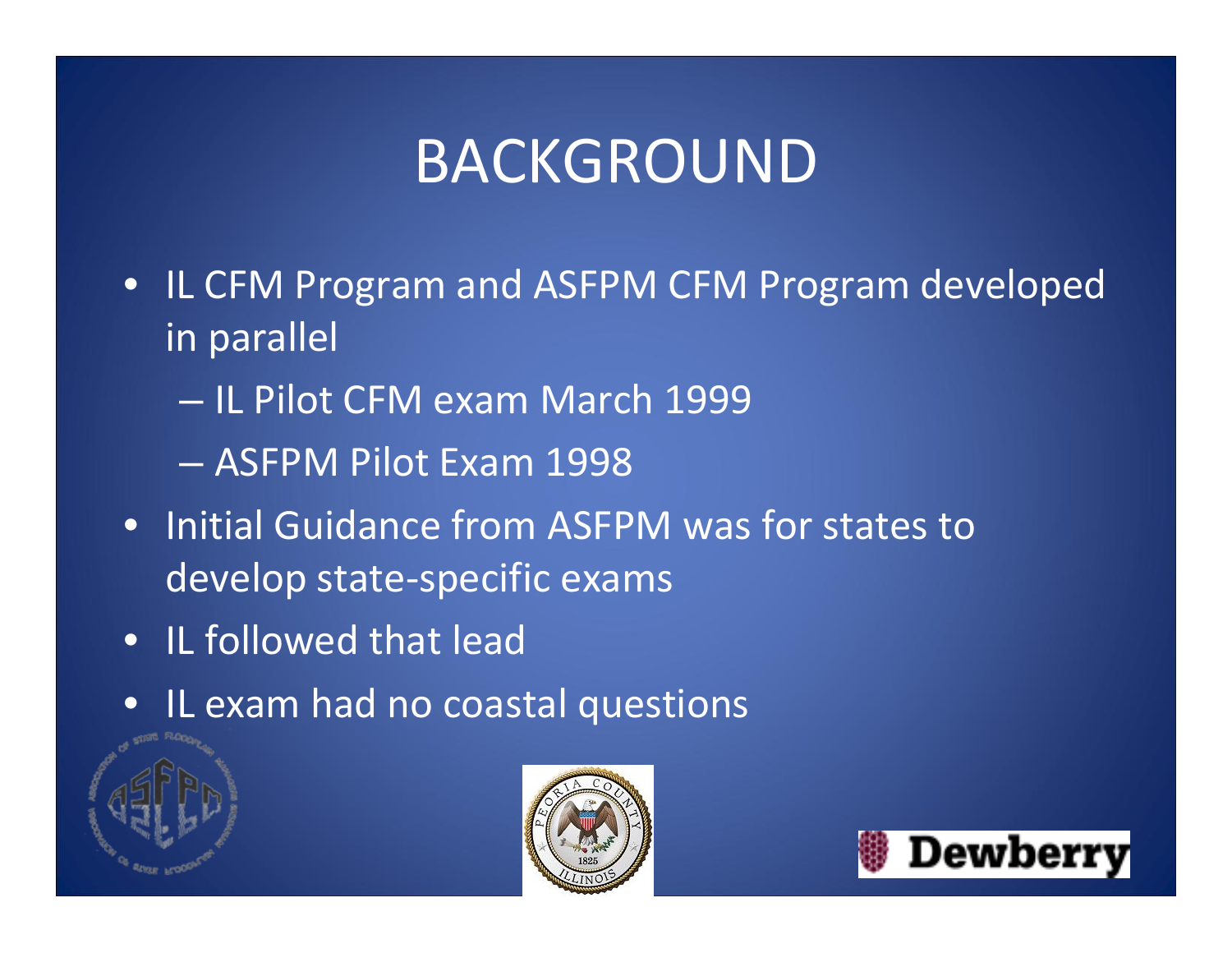# BACKGROUND

- IL CFM Program and ASFPM CFM Program developed in parallel
  - IL Pilot CFM exam March 1999
  - ASFPM Pilot Exam 1998
- Initial Guidance from ASFPM was for states to develop state-specific exams
- IL followed that lead
- IL exam had no coastal questions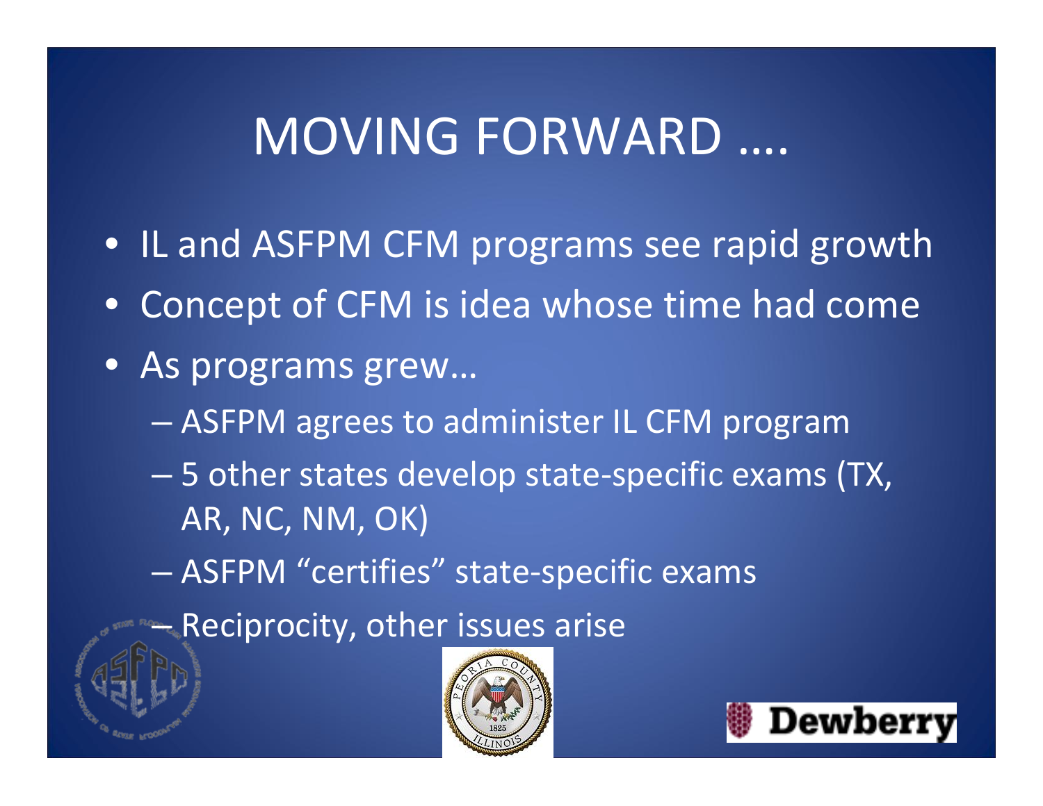# MOVING FORWARD ….

- IL and ASFPM CFM programs see rapid growth
- Concept of CFM is idea whose time had come
- As programs grew…
  - ASFPM agrees to administer IL CFM program
  - 5 other states develop state-specific exams (TX, AR, NC, NM, OK)
  - ASFPM "certifies" state-specific exams
  - Reciprocity, other issues arise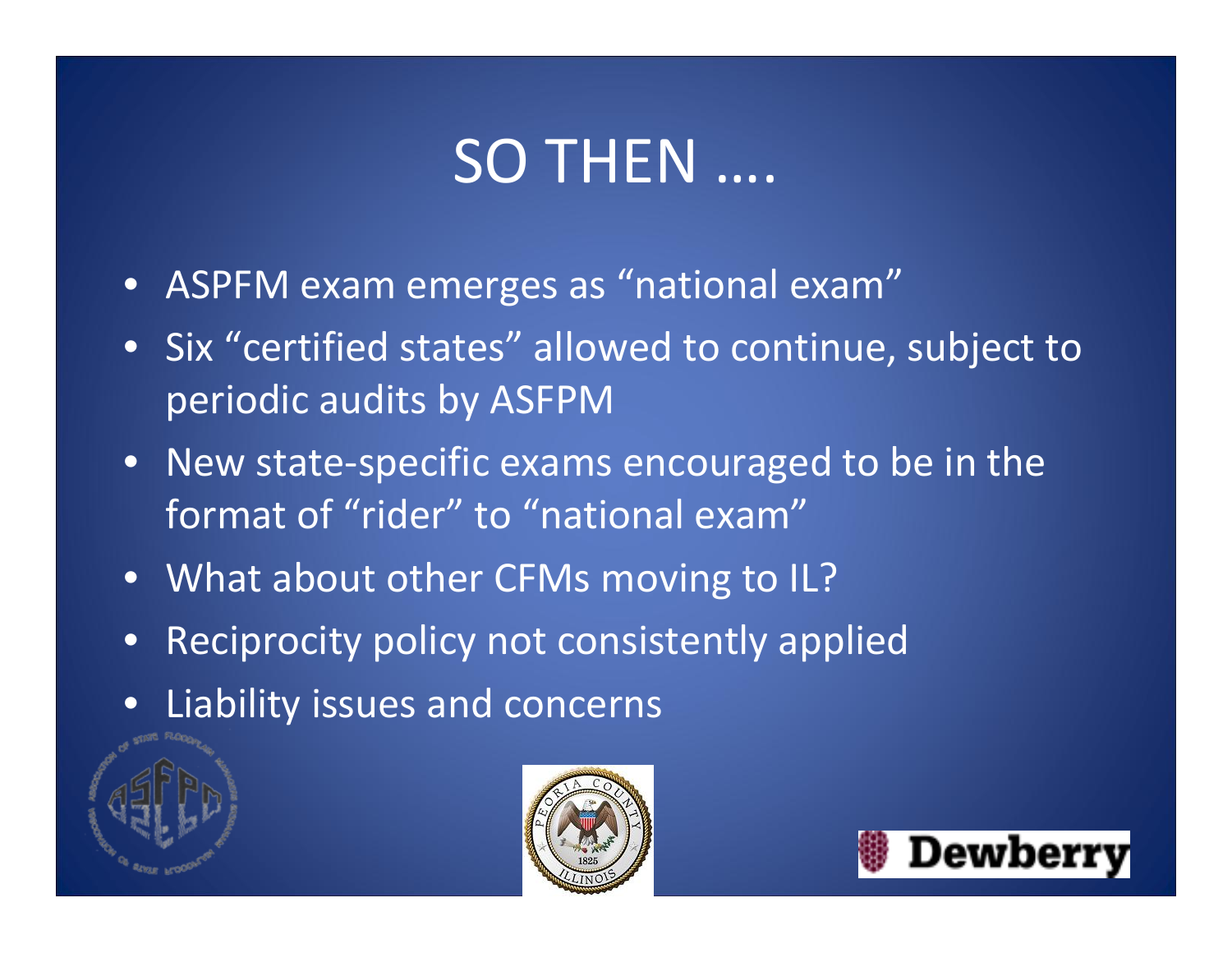# SO THEN ….

- ASPFM exam emerges as "national exam"
- Six "certified states" allowed to continue, subject to periodic audits by ASFPM
- New state-specific exams encouraged to be in the format of "rider" to "national exam"
- What about other CFMs moving to IL?
- Reciprocity policy not consistently applied
- Liability issues and concerns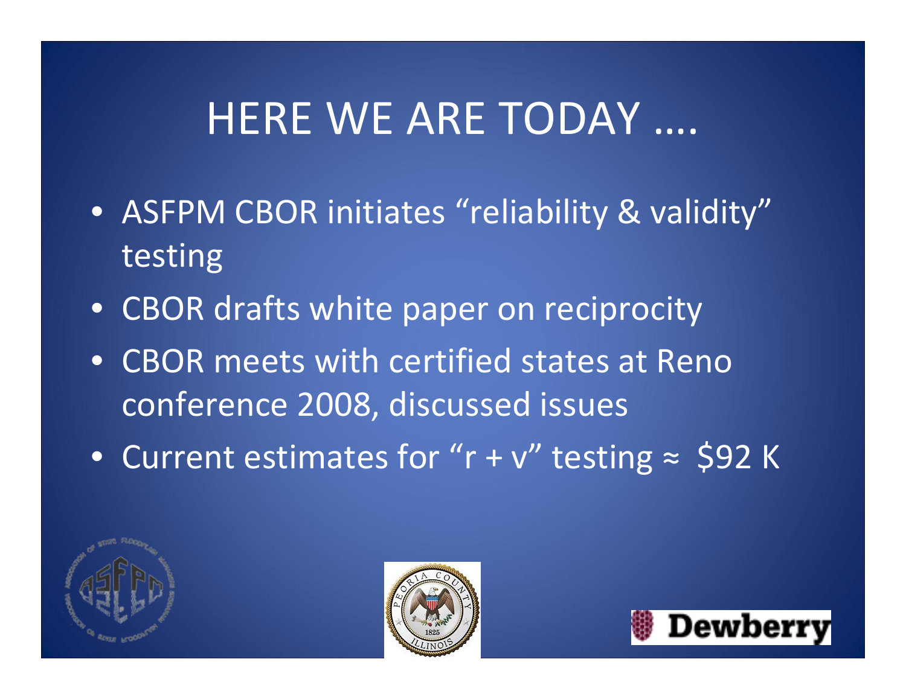# HERE WE ARE TODAY ….

- ASFPM CBOR initiates "reliability & validity" testing
- CBOR drafts white paper on reciprocity
- CBOR meets with certified states at Reno conference 2008, discussed issues
- Current estimates for "r + v" testing ≈ $92 K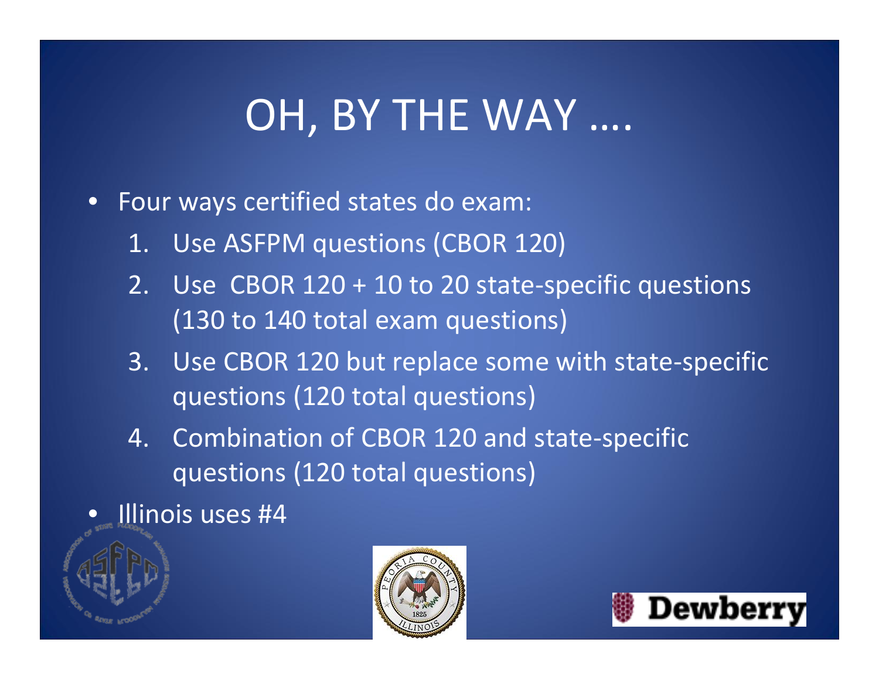# OH, BY THE WAY ….

- Four ways certified states do exam:
  1. Use ASFPM questions (CBOR 120)
  2. Use CBOR 120 + 10 to 20 state-specific questions (130 to 140 total exam questions)
  3. Use CBOR 120 but replace some with state-specific questions (120 total questions)
  4. Combination of CBOR 120 and state-specific questions (120 total questions)
- Illinois uses #4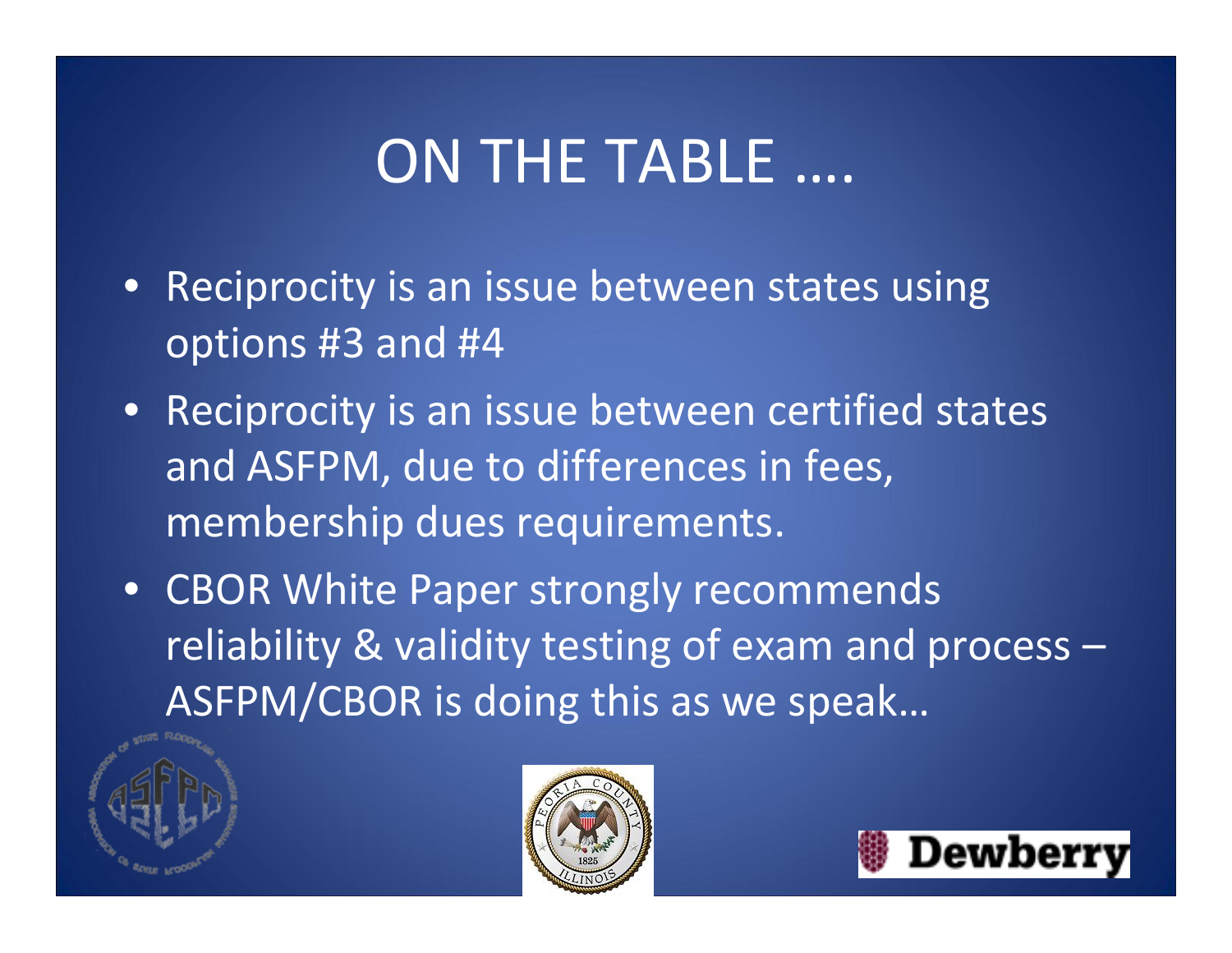# ON THE TABLE ....

- Reciprocity is an issue between states using options #3 and #4
- Reciprocity is an issue between certified states and ASFPM, due to differences in fees, membership dues requirements.
- CBOR White Paper strongly recommends reliability & validity testing of exam and process – ASFPM/CBOR is doing this as we speak…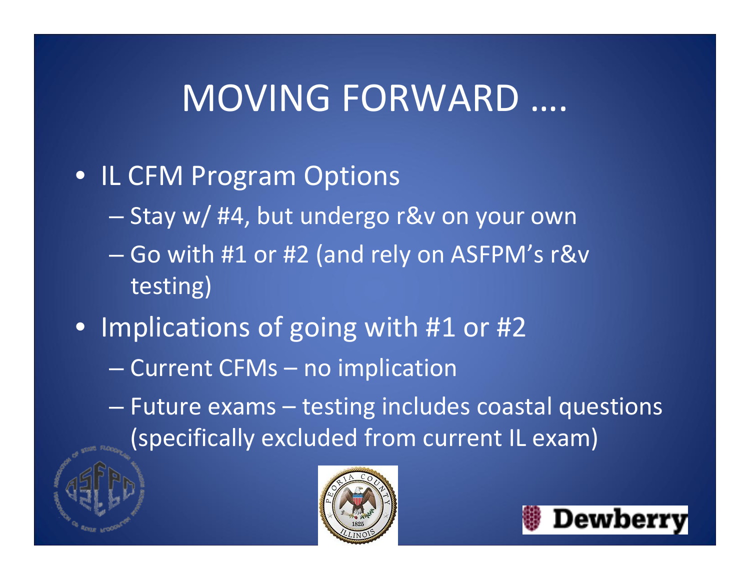# MOVING FORWARD ….

- IL CFM Program Options
  - Stay w/ #4, but undergo r&v on your own
  - Go with #1 or #2 (and rely on ASFPM's r&v testing)
- Implications of going with #1 or #2
  - Current CFMs – no implication
  - Future exams – testing includes coastal questions (specifically excluded from current IL exam)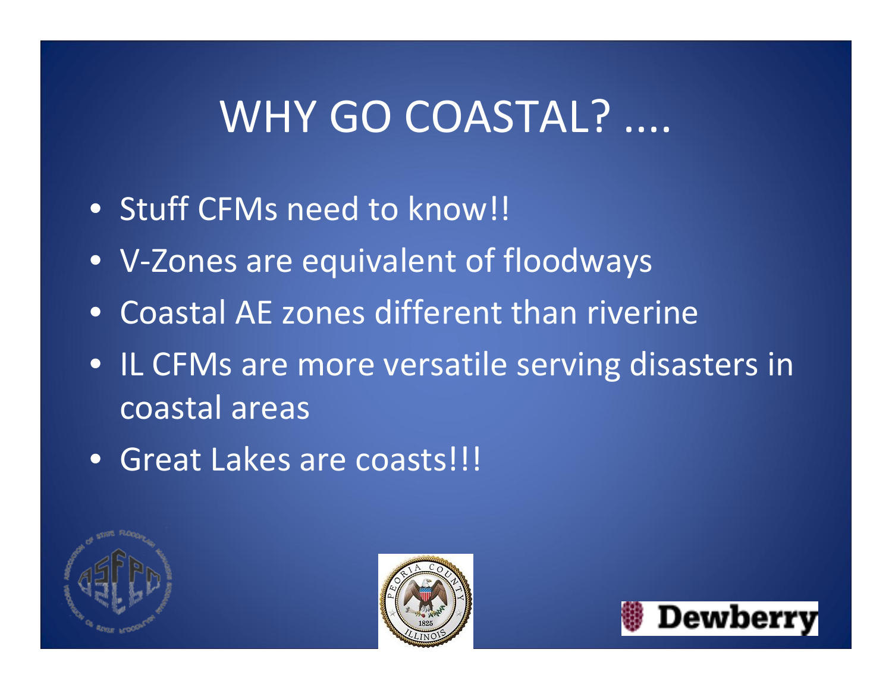# WHY GO COASTAL? ....

- Stuff CFMs need to know!!
- V-Zones are equivalent of floodways
- Coastal AE zones different than riverine
- IL CFMs are more versatile serving disasters in coastal areas
- Great Lakes are coasts!!!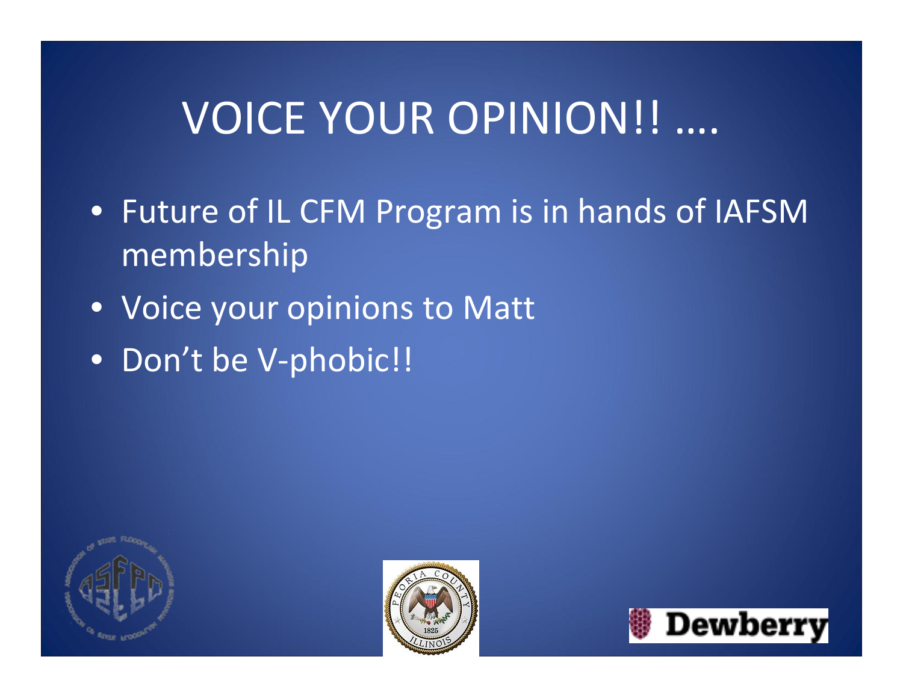# VOICE YOUR OPINION!! ….

- Future of IL CFM Program is in hands of IAFSM membership
- Voice your opinions to Matt
- Don't be V-phobic!!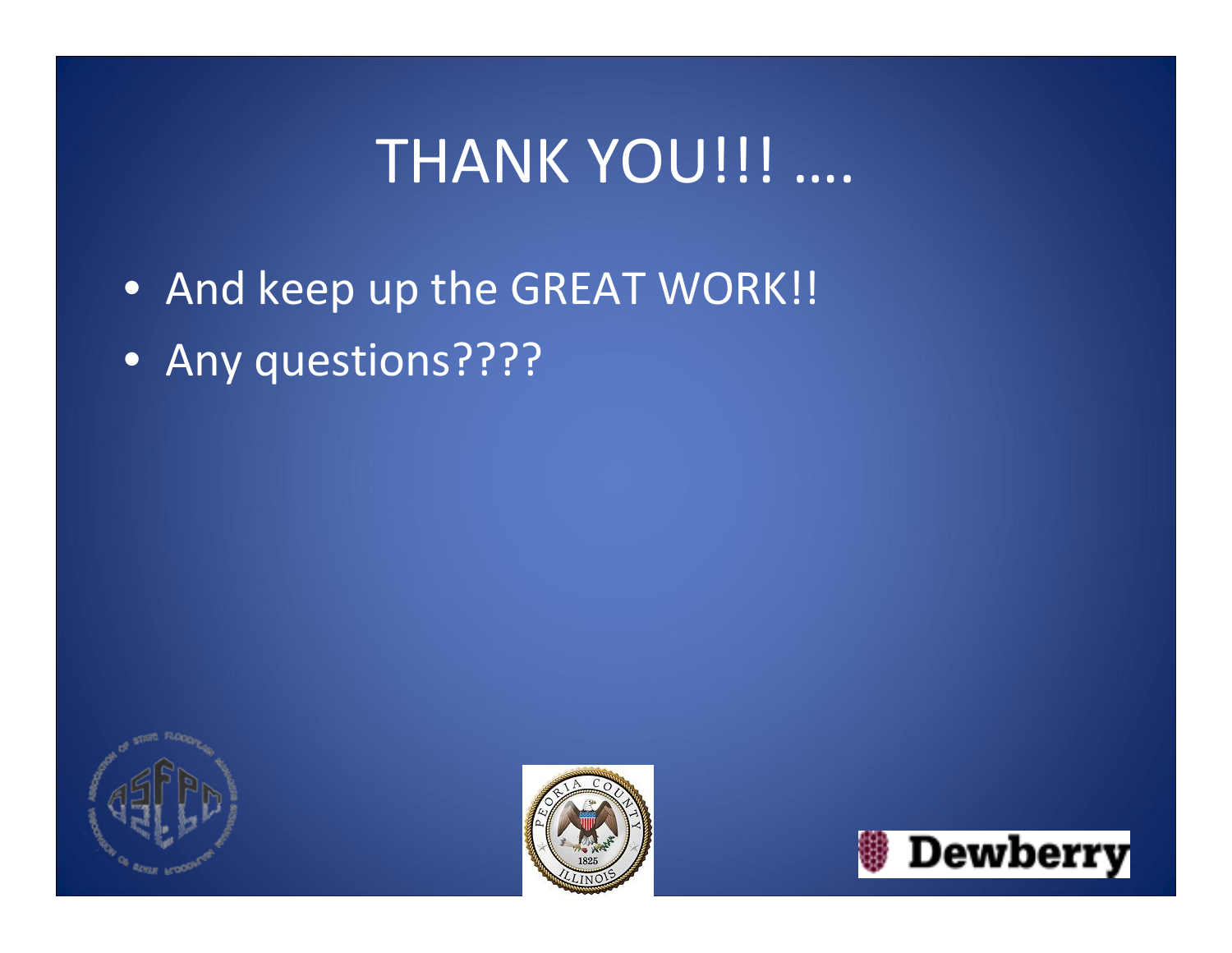# THANK YOU!!! ….

- And keep up the GREAT WORK!!
- Any questions????